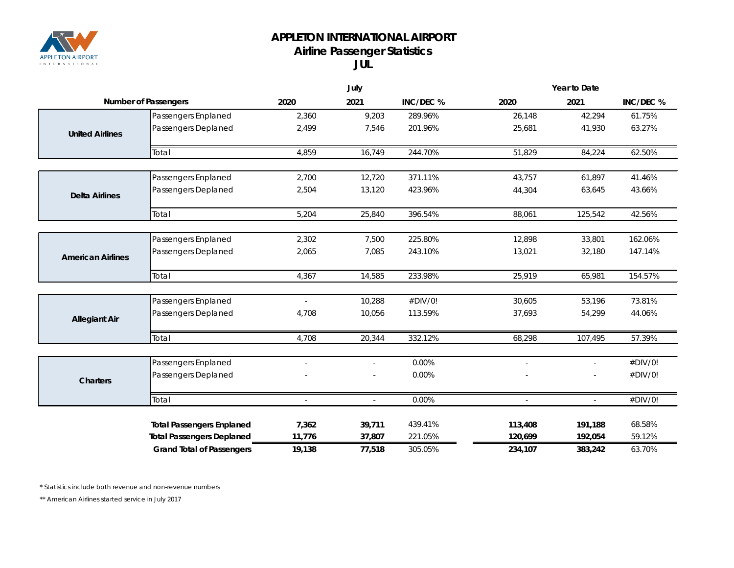# APPLETON INTERNATIONAL AIRPORT
## Airline Passenger Statistics
## JUL

| Number of Passengers | | July | | | Year to Date | | |
|---|---|---|---|---|---|---|---|
| | | 2020 | 2021 | INC/DEC % | 2020 | 2021 | INC/DEC % |
| United Airlines | Passengers Enplaned | 2,360 | 9,203 | 289.96% | 26,148 | 42,294 | 61.75% |
| | Passengers Deplaned | 2,499 | 7,546 | 201.96% | 25,681 | 41,930 | 63.27% |
| | Total | 4,859 | 16,749 | 244.70% | 51,829 | 84,224 | 62.50% |
| Delta Airlines | Passengers Enplaned | 2,700 | 12,720 | 371.11% | 43,757 | 61,897 | 41.46% |
| | Passengers Deplaned | 2,504 | 13,120 | 423.96% | 44,304 | 63,645 | 43.66% |
| | Total | 5,204 | 25,840 | 396.54% | 88,061 | 125,542 | 42.56% |
| American Airlines | Passengers Enplaned | 2,302 | 7,500 | 225.80% | 12,898 | 33,801 | 162.06% |
| | Passengers Deplaned | 2,065 | 7,085 | 243.10% | 13,021 | 32,180 | 147.14% |
| | Total | 4,367 | 14,585 | 233.98% | 25,919 | 65,981 | 154.57% |
| Allegiant Air | Passengers Enplaned | - | 10,288 | #DIV/0! | 30,605 | 53,196 | 73.81% |
| | Passengers Deplaned | 4,708 | 10,056 | 113.59% | 37,693 | 54,299 | 44.06% |
| | Total | 4,708 | 20,344 | 332.12% | 68,298 | 107,495 | 57.39% |
| Charters | Passengers Enplaned | - | - | 0.00% | - | - | #DIV/0! |
| | Passengers Deplaned | - | - | 0.00% | - | - | #DIV/0! |
| | Total | - | - | 0.00% | - | - | #DIV/0! |
| | **Total Passengers Enplaned** | **7,362** | **39,711** | 439.41% | **113,408** | **191,188** | 68.58% |
| | **Total Passengers Deplaned** | **11,776** | **37,807** | 221.05% | **120,699** | **192,054** | 59.12% |
| | **Grand Total of Passengers** | **19,138** | **77,518** | 305.05% | **234,107** | **383,242** | 63.70% |

\* Statistics include both revenue and non-revenue numbers

\** American Airlines started service in July 2017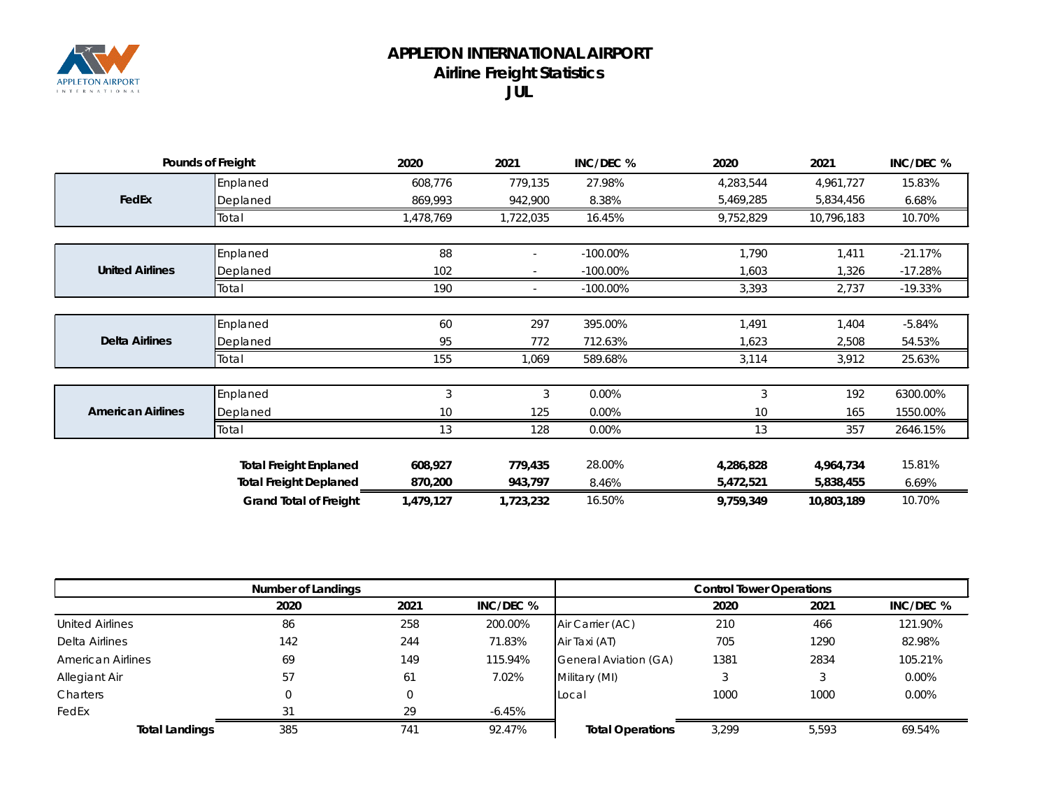# APPLETON INTERNATIONAL AIRPORT
## Airline Freight Statistics
## JUL

| Pounds of Freight | | 2020 | 2021 | INC/DEC % | 2020 | 2021 | INC/DEC % |
|---|---|---|---|---|---|---|---|
| FedEx | Enplaned | 608,776 | 779,135 | 27.98% | 4,283,544 | 4,961,727 | 15.83% |
| | Deplaned | 869,993 | 942,900 | 8.38% | 5,469,285 | 5,834,456 | 6.68% |
| | Total | 1,478,769 | 1,722,035 | 16.45% | 9,752,829 | 10,796,183 | 10.70% |
| United Airlines | Enplaned | 88 | - | -100.00% | 1,790 | 1,411 | -21.17% |
| | Deplaned | 102 | - | -100.00% | 1,603 | 1,326 | -17.28% |
| | Total | 190 | - | -100.00% | 3,393 | 2,737 | -19.33% |
| Delta Airlines | Enplaned | 60 | 297 | 395.00% | 1,491 | 1,404 | -5.84% |
| | Deplaned | 95 | 772 | 712.63% | 1,623 | 2,508 | 54.53% |
| | Total | 155 | 1,069 | 589.68% | 3,114 | 3,912 | 25.63% |
| American Airlines | Enplaned | 3 | 3 | 0.00% | 3 | 192 | 6300.00% |
| | Deplaned | 10 | 125 | 0.00% | 10 | 165 | 1550.00% |
| | Total | 13 | 128 | 0.00% | 13 | 357 | 2646.15% |
| | **Total Freight Enplaned** | **608,927** | **779,435** | 28.00% | **4,286,828** | **4,964,734** | 15.81% |
| | **Total Freight Deplaned** | **870,200** | **943,797** | 8.46% | **5,472,521** | **5,838,455** | 6.69% |
| | **Grand Total of Freight** | **1,479,127** | **1,723,232** | 16.50% | **9,759,349** | **10,803,189** | 10.70% |

| Number of Landings | | | | Control Tower Operations | | | |
|---|---|---|---|---|---|---|---|
| | 2020 | 2021 | INC/DEC % | | 2020 | 2021 | INC/DEC % |
| United Airlines | 86 | 258 | 200.00% | Air Carrier (AC) | 210 | 466 | 121.90% |
| Delta Airlines | 142 | 244 | 71.83% | Air Taxi (AT) | 705 | 1290 | 82.98% |
| American Airlines | 69 | 149 | 115.94% | General Aviation (GA) | 1381 | 2834 | 105.21% |
| Allegiant Air | 57 | 61 | 7.02% | Military (MI) | 3 | 3 | 0.00% |
| Charters | 0 | 0 | | Local | 1000 | 1000 | 0.00% |
| FedEx | 31 | 29 | -6.45% | | | | |
| **Total Landings** | 385 | 741 | 92.47% | **Total Operations** | 3,299 | 5,593 | 69.54% |